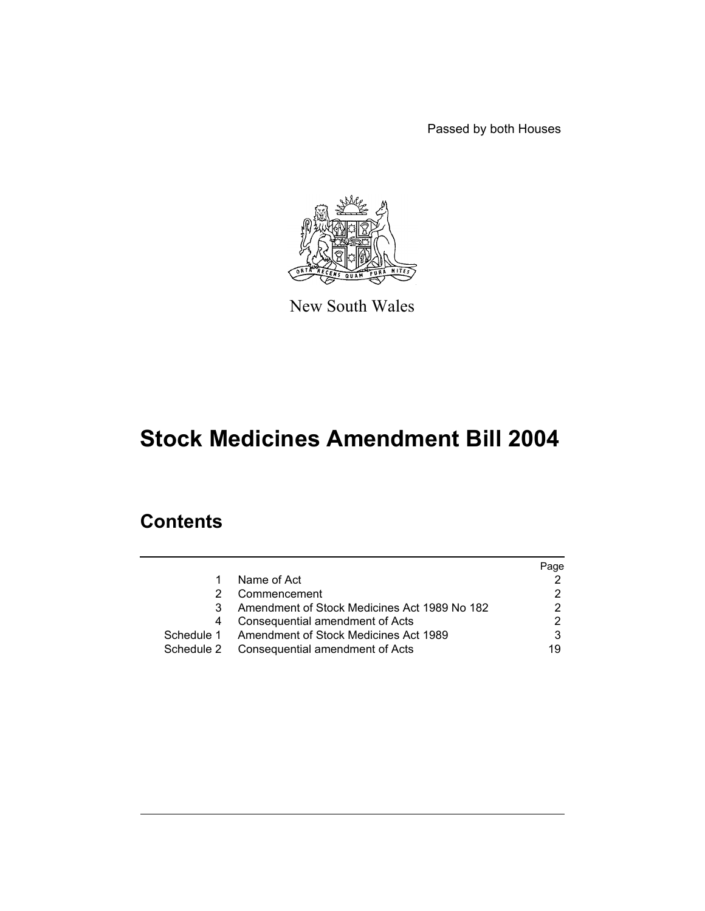Passed by both Houses

New South Wales

# Stock Medicines Amendment Bill 2004

## Contents

| | | Page |
|---|---|---|
| 1 | Name of Act | 2 |
| 2 | Commencement | 2 |
| 3 | Amendment of Stock Medicines Act 1989 No 182 | 2 |
| 4 | Consequential amendment of Acts | 2 |
| Schedule 1 | Amendment of Stock Medicines Act 1989 | 3 |
| Schedule 2 | Consequential amendment of Acts | 19 |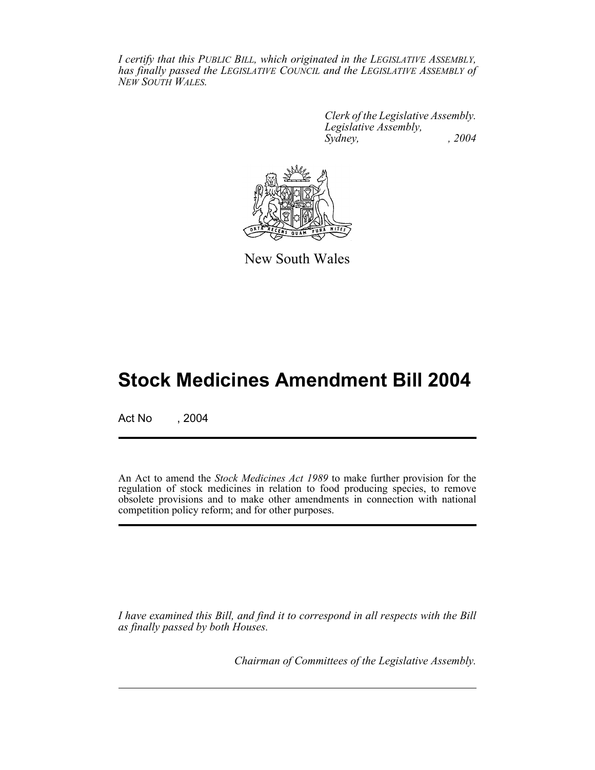*I certify that this PUBLIC BILL, which originated in the LEGISLATIVE ASSEMBLY, has finally passed the LEGISLATIVE COUNCIL and the LEGISLATIVE ASSEMBLY of NEW SOUTH WALES.*

*Clerk of the Legislative Assembly.*
*Legislative Assembly,*
*Sydney, , 2004*

New South Wales

# Stock Medicines Amendment Bill 2004

Act No , 2004

An Act to amend the *Stock Medicines Act 1989* to make further provision for the regulation of stock medicines in relation to food producing species, to remove obsolete provisions and to make other amendments in connection with national competition policy reform; and for other purposes.

*I have examined this Bill, and find it to correspond in all respects with the Bill as finally passed by both Houses.*

*Chairman of Committees of the Legislative Assembly.*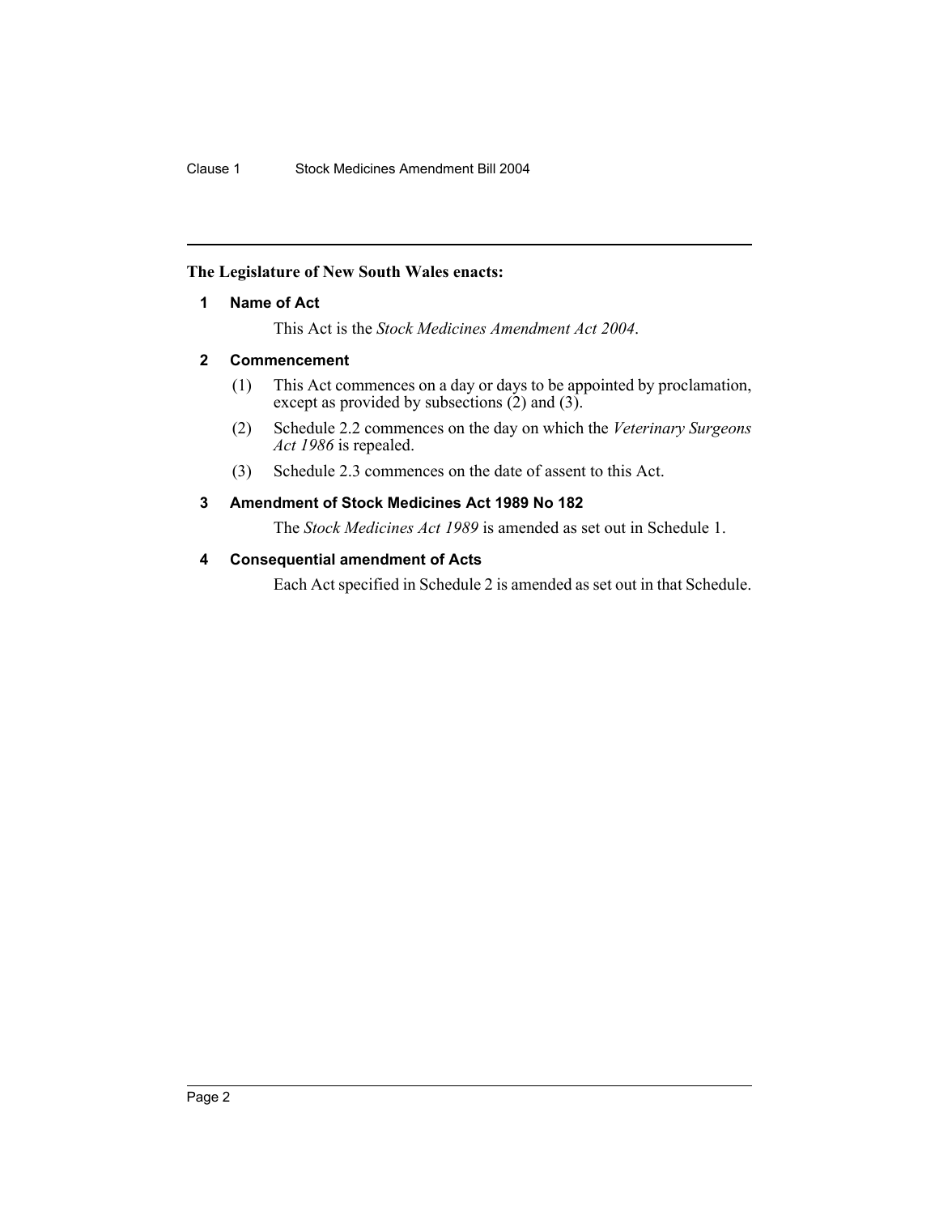**The Legislature of New South Wales enacts:**

### 1 Name of Act

This Act is the *Stock Medicines Amendment Act 2004*.

### 2 Commencement

(1) This Act commences on a day or days to be appointed by proclamation, except as provided by subsections (2) and (3).

(2) Schedule 2.2 commences on the day on which the *Veterinary Surgeons Act 1986* is repealed.

(3) Schedule 2.3 commences on the date of assent to this Act.

### 3 Amendment of Stock Medicines Act 1989 No 182

The *Stock Medicines Act 1989* is amended as set out in Schedule 1.

### 4 Consequential amendment of Acts

Each Act specified in Schedule 2 is amended as set out in that Schedule.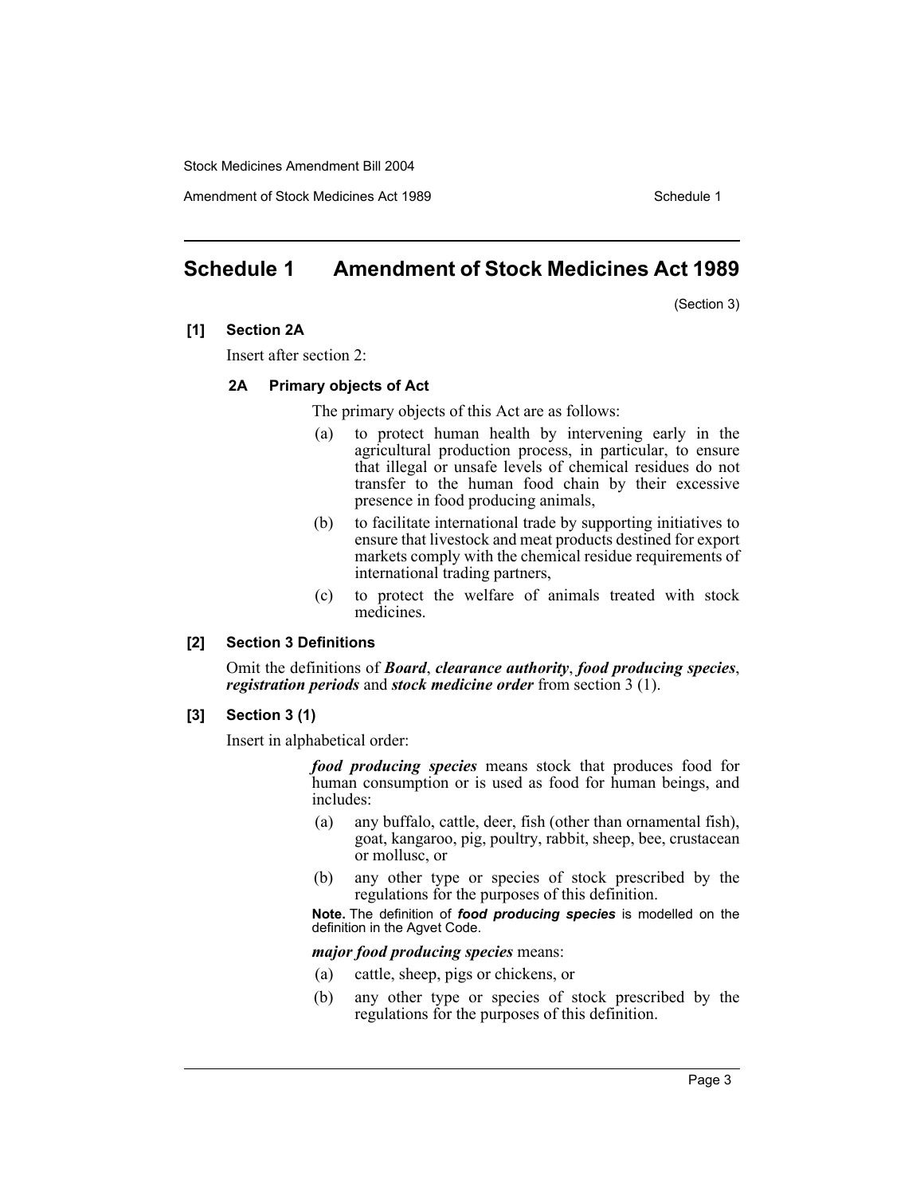# Schedule 1 Amendment of Stock Medicines Act 1989

(Section 3)

**[1] Section 2A**

Insert after section 2:

**2A Primary objects of Act**

The primary objects of this Act are as follows:

(a) to protect human health by intervening early in the agricultural production process, in particular, to ensure that illegal or unsafe levels of chemical residues do not transfer to the human food chain by their excessive presence in food producing animals,

(b) to facilitate international trade by supporting initiatives to ensure that livestock and meat products destined for export markets comply with the chemical residue requirements of international trading partners,

(c) to protect the welfare of animals treated with stock medicines.

**[2] Section 3 Definitions**

Omit the definitions of ***Board***, ***clearance authority***, ***food producing species***, ***registration periods*** and ***stock medicine order*** from section 3 (1).

**[3] Section 3 (1)**

Insert in alphabetical order:

***food producing species*** means stock that produces food for human consumption or is used as food for human beings, and includes:

(a) any buffalo, cattle, deer, fish (other than ornamental fish), goat, kangaroo, pig, poultry, rabbit, sheep, bee, crustacean or mollusc, or

(b) any other type or species of stock prescribed by the regulations for the purposes of this definition.

**Note.** The definition of ***food producing species*** is modelled on the definition in the Agvet Code.

***major food producing species*** means:

(a) cattle, sheep, pigs or chickens, or

(b) any other type or species of stock prescribed by the regulations for the purposes of this definition.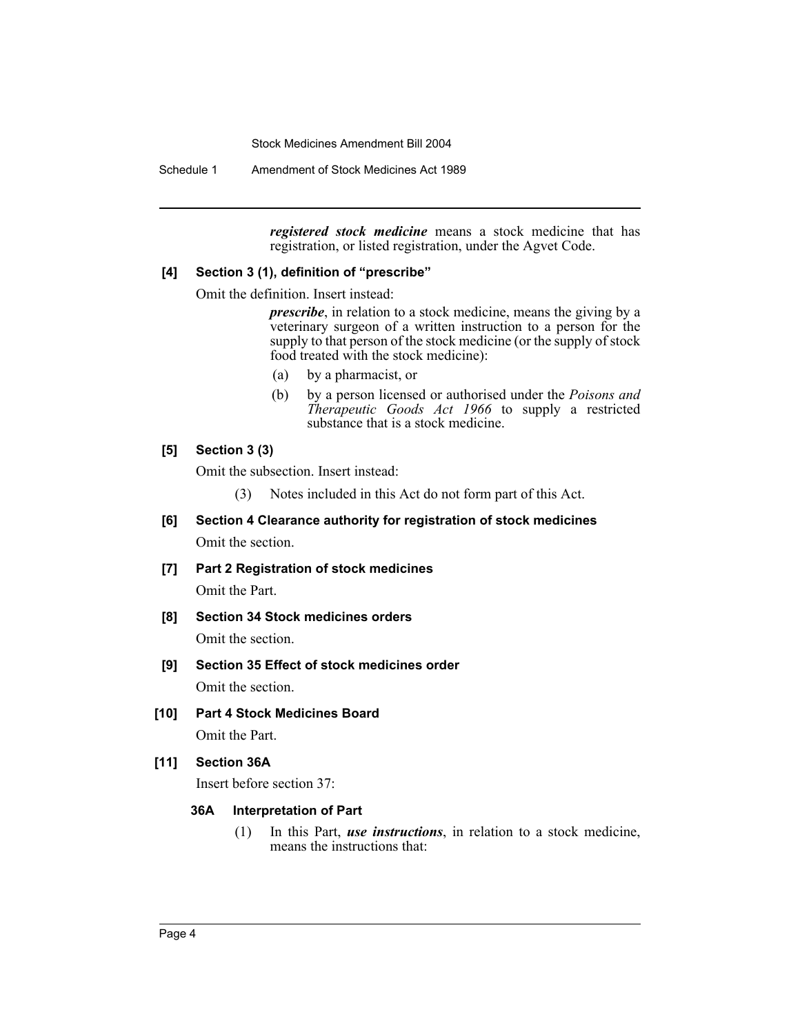***registered stock medicine*** means a stock medicine that has registration, or listed registration, under the Agvet Code.

**[4] Section 3 (1), definition of "prescribe"**

Omit the definition. Insert instead:

***prescribe***, in relation to a stock medicine, means the giving by a veterinary surgeon of a written instruction to a person for the supply to that person of the stock medicine (or the supply of stock food treated with the stock medicine):

- (a) by a pharmacist, or
- (b) by a person licensed or authorised under the *Poisons and Therapeutic Goods Act 1966* to supply a restricted substance that is a stock medicine.

**[5] Section 3 (3)**

Omit the subsection. Insert instead:

(3) Notes included in this Act do not form part of this Act.

**[6] Section 4 Clearance authority for registration of stock medicines**

Omit the section.

**[7] Part 2 Registration of stock medicines**

Omit the Part.

**[8] Section 34 Stock medicines orders**

Omit the section.

**[9] Section 35 Effect of stock medicines order**

Omit the section.

**[10] Part 4 Stock Medicines Board**

Omit the Part.

**[11] Section 36A**

Insert before section 37:

**36A Interpretation of Part**

(1) In this Part, ***use instructions***, in relation to a stock medicine, means the instructions that: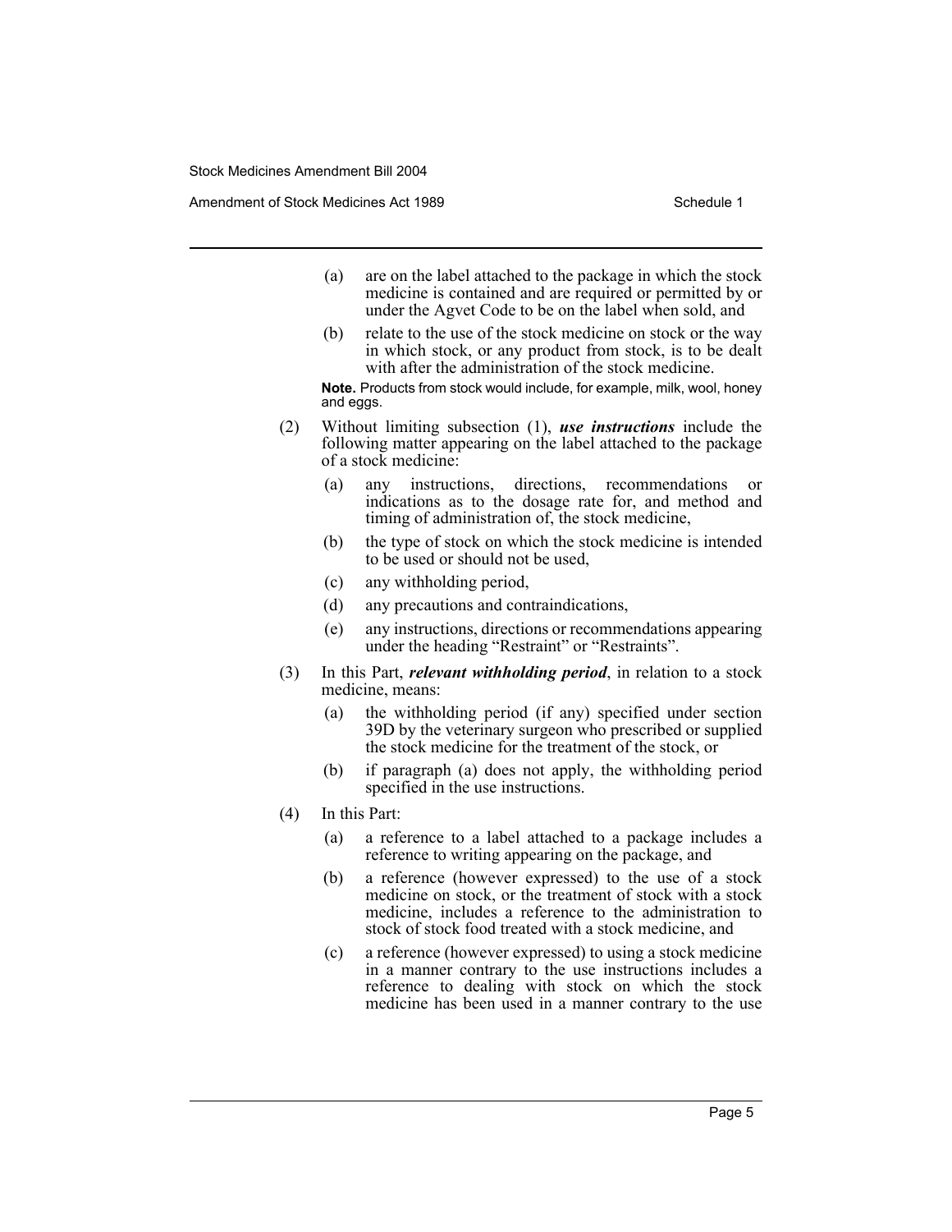(a) are on the label attached to the package in which the stock medicine is contained and are required or permitted by or under the Agvet Code to be on the label when sold, and

(b) relate to the use of the stock medicine on stock or the way in which stock, or any product from stock, is to be dealt with after the administration of the stock medicine.

**Note.** Products from stock would include, for example, milk, wool, honey and eggs.

(2) Without limiting subsection (1), ***use instructions*** include the following matter appearing on the label attached to the package of a stock medicine:

(a) any instructions, directions, recommendations or indications as to the dosage rate for, and method and timing of administration of, the stock medicine,

(b) the type of stock on which the stock medicine is intended to be used or should not be used,

(c) any withholding period,

(d) any precautions and contraindications,

(e) any instructions, directions or recommendations appearing under the heading "Restraint" or "Restraints".

(3) In this Part, ***relevant withholding period***, in relation to a stock medicine, means:

(a) the withholding period (if any) specified under section 39D by the veterinary surgeon who prescribed or supplied the stock medicine for the treatment of the stock, or

(b) if paragraph (a) does not apply, the withholding period specified in the use instructions.

(4) In this Part:

(a) a reference to a label attached to a package includes a reference to writing appearing on the package, and

(b) a reference (however expressed) to the use of a stock medicine on stock, or the treatment of stock with a stock medicine, includes a reference to the administration to stock of stock food treated with a stock medicine, and

(c) a reference (however expressed) to using a stock medicine in a manner contrary to the use instructions includes a reference to dealing with stock on which the stock medicine has been used in a manner contrary to the use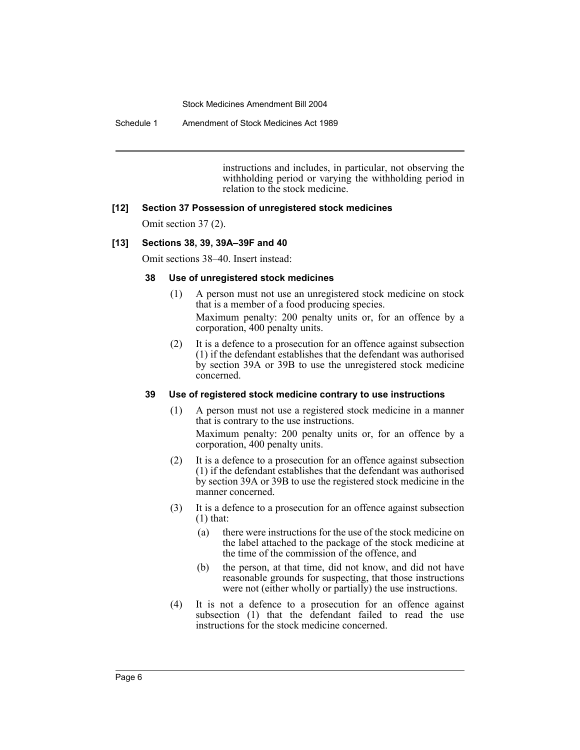instructions and includes, in particular, not observing the withholding period or varying the withholding period in relation to the stock medicine.

### [12] Section 37 Possession of unregistered stock medicines

Omit section 37 (2).

### [13] Sections 38, 39, 39A–39F and 40

Omit sections 38–40. Insert instead:

#### 38 Use of unregistered stock medicines

(1) A person must not use an unregistered stock medicine on stock that is a member of a food producing species.

Maximum penalty: 200 penalty units or, for an offence by a corporation, 400 penalty units.

(2) It is a defence to a prosecution for an offence against subsection (1) if the defendant establishes that the defendant was authorised by section 39A or 39B to use the unregistered stock medicine concerned.

#### 39 Use of registered stock medicine contrary to use instructions

(1) A person must not use a registered stock medicine in a manner that is contrary to the use instructions.

Maximum penalty: 200 penalty units or, for an offence by a corporation, 400 penalty units.

(2) It is a defence to a prosecution for an offence against subsection (1) if the defendant establishes that the defendant was authorised by section 39A or 39B to use the registered stock medicine in the manner concerned.

(3) It is a defence to a prosecution for an offence against subsection (1) that:

- (a) there were instructions for the use of the stock medicine on the label attached to the package of the stock medicine at the time of the commission of the offence, and
- (b) the person, at that time, did not know, and did not have reasonable grounds for suspecting, that those instructions were not (either wholly or partially) the use instructions.

(4) It is not a defence to a prosecution for an offence against subsection (1) that the defendant failed to read the use instructions for the stock medicine concerned.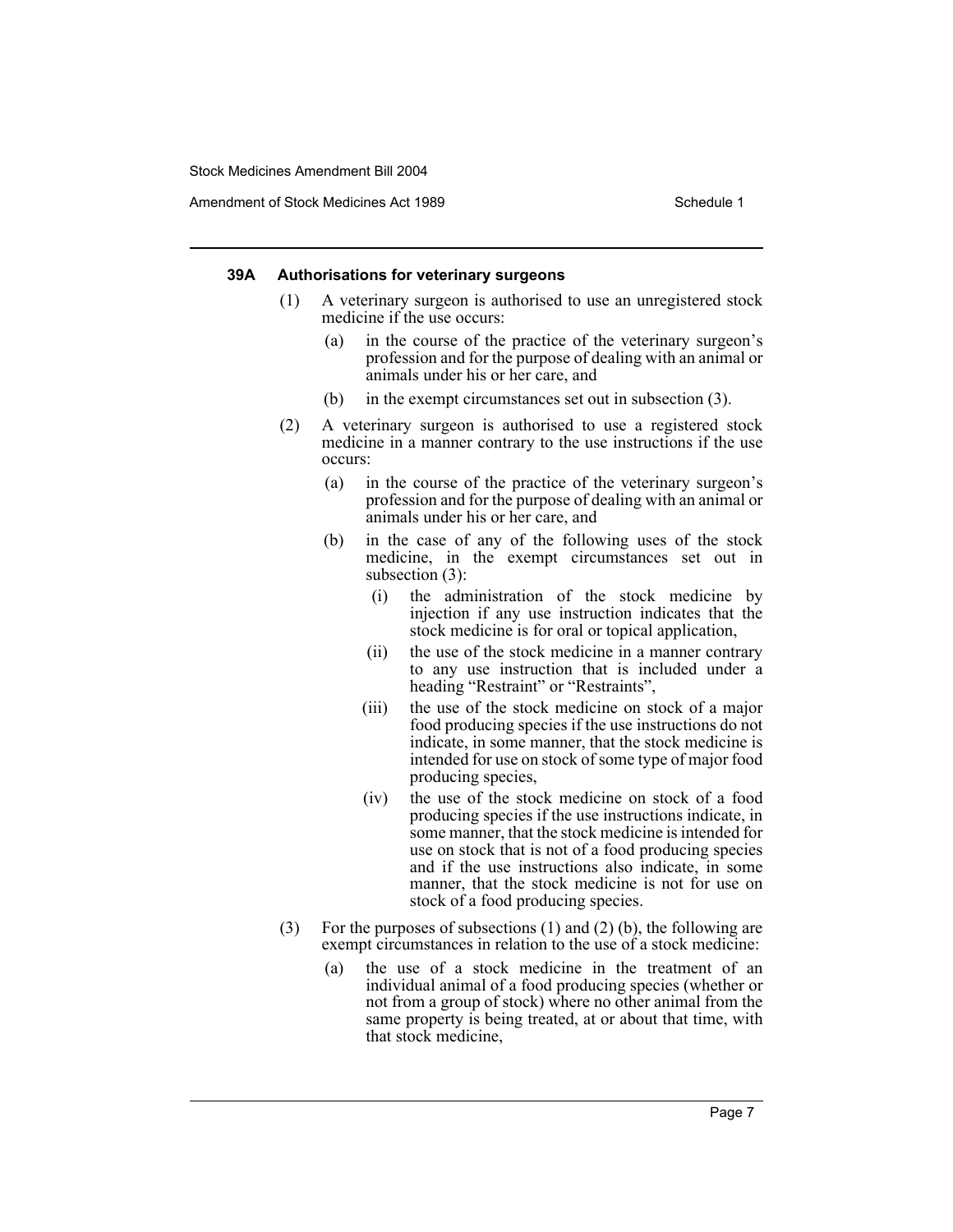#### 39A Authorisations for veterinary surgeons

(1) A veterinary surgeon is authorised to use an unregistered stock medicine if the use occurs:

(a) in the course of the practice of the veterinary surgeon's profession and for the purpose of dealing with an animal or animals under his or her care, and

(b) in the exempt circumstances set out in subsection (3).

(2) A veterinary surgeon is authorised to use a registered stock medicine in a manner contrary to the use instructions if the use occurs:

(a) in the course of the practice of the veterinary surgeon's profession and for the purpose of dealing with an animal or animals under his or her care, and

(b) in the case of any of the following uses of the stock medicine, in the exempt circumstances set out in subsection (3):

(i) the administration of the stock medicine by injection if any use instruction indicates that the stock medicine is for oral or topical application,

(ii) the use of the stock medicine in a manner contrary to any use instruction that is included under a heading "Restraint" or "Restraints",

(iii) the use of the stock medicine on stock of a major food producing species if the use instructions do not indicate, in some manner, that the stock medicine is intended for use on stock of some type of major food producing species,

(iv) the use of the stock medicine on stock of a food producing species if the use instructions indicate, in some manner, that the stock medicine is intended for use on stock that is not of a food producing species and if the use instructions also indicate, in some manner, that the stock medicine is not for use on stock of a food producing species.

(3) For the purposes of subsections (1) and (2) (b), the following are exempt circumstances in relation to the use of a stock medicine:

(a) the use of a stock medicine in the treatment of an individual animal of a food producing species (whether or not from a group of stock) where no other animal from the same property is being treated, at or about that time, with that stock medicine,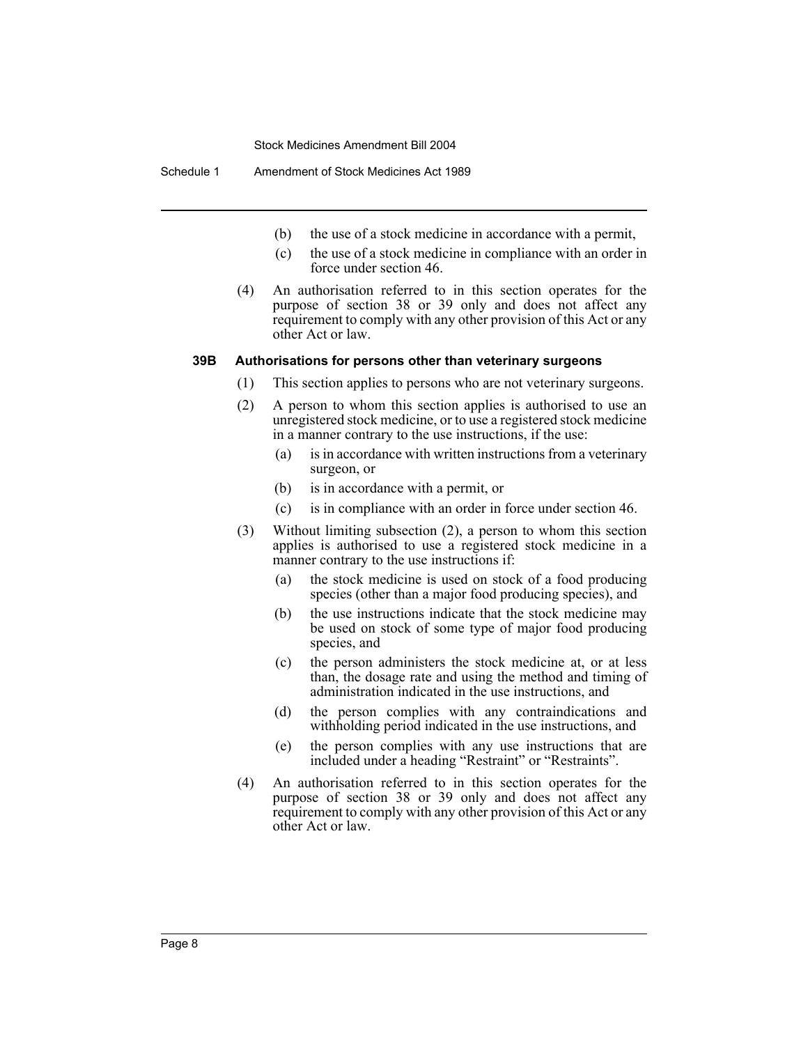(b) the use of a stock medicine in accordance with a permit,

(c) the use of a stock medicine in compliance with an order in force under section 46.

(4) An authorisation referred to in this section operates for the purpose of section 38 or 39 only and does not affect any requirement to comply with any other provision of this Act or any other Act or law.

**39B Authorisations for persons other than veterinary surgeons**

(1) This section applies to persons who are not veterinary surgeons.

(2) A person to whom this section applies is authorised to use an unregistered stock medicine, or to use a registered stock medicine in a manner contrary to the use instructions, if the use:

(a) is in accordance with written instructions from a veterinary surgeon, or

(b) is in accordance with a permit, or

(c) is in compliance with an order in force under section 46.

(3) Without limiting subsection (2), a person to whom this section applies is authorised to use a registered stock medicine in a manner contrary to the use instructions if:

(a) the stock medicine is used on stock of a food producing species (other than a major food producing species), and

(b) the use instructions indicate that the stock medicine may be used on stock of some type of major food producing species, and

(c) the person administers the stock medicine at, or at less than, the dosage rate and using the method and timing of administration indicated in the use instructions, and

(d) the person complies with any contraindications and withholding period indicated in the use instructions, and

(e) the person complies with any use instructions that are included under a heading "Restraint" or "Restraints".

(4) An authorisation referred to in this section operates for the purpose of section 38 or 39 only and does not affect any requirement to comply with any other provision of this Act or any other Act or law.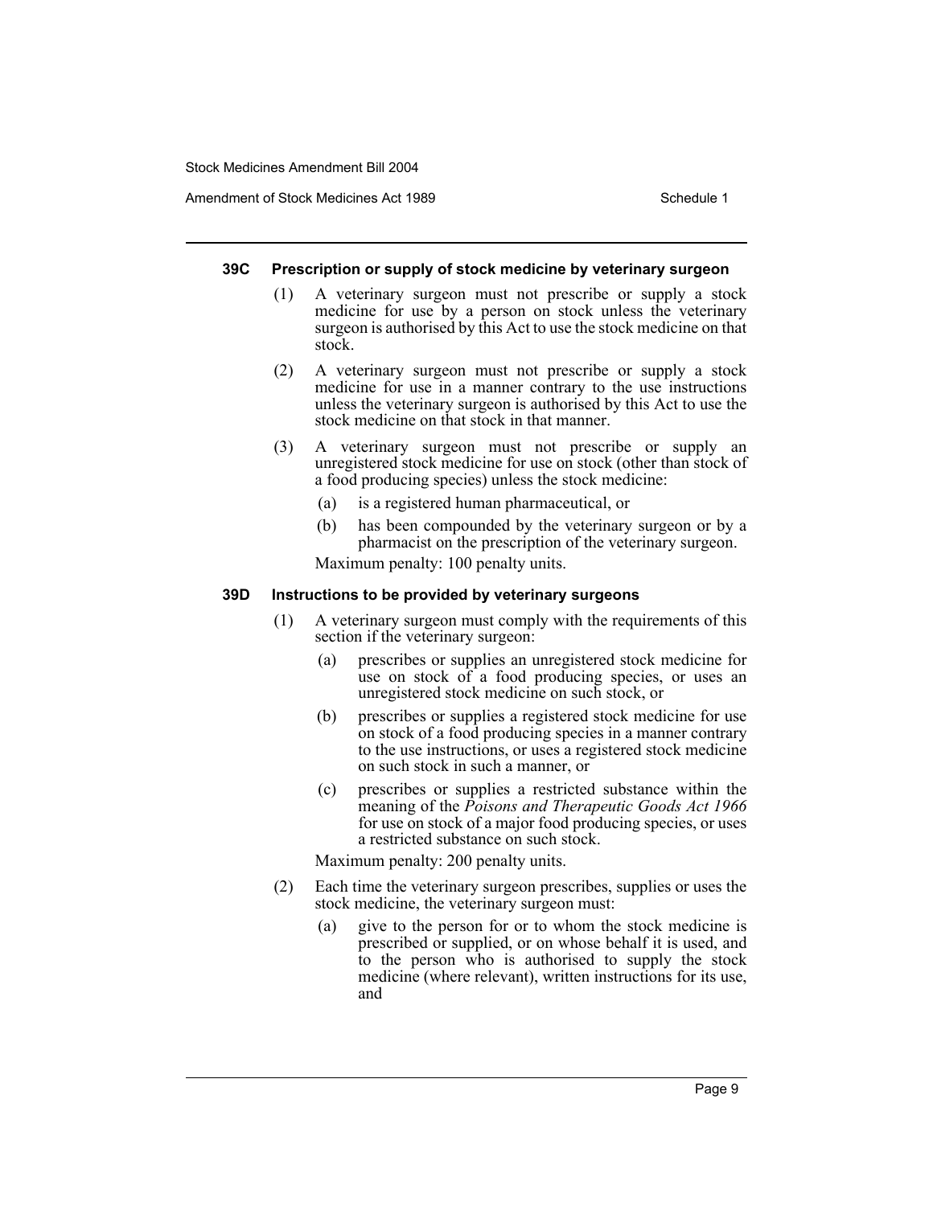#### 39C Prescription or supply of stock medicine by veterinary surgeon

(1) A veterinary surgeon must not prescribe or supply a stock medicine for use by a person on stock unless the veterinary surgeon is authorised by this Act to use the stock medicine on that stock.

(2) A veterinary surgeon must not prescribe or supply a stock medicine for use in a manner contrary to the use instructions unless the veterinary surgeon is authorised by this Act to use the stock medicine on that stock in that manner.

(3) A veterinary surgeon must not prescribe or supply an unregistered stock medicine for use on stock (other than stock of a food producing species) unless the stock medicine:

(a) is a registered human pharmaceutical, or

(b) has been compounded by the veterinary surgeon or by a pharmacist on the prescription of the veterinary surgeon.

Maximum penalty: 100 penalty units.

#### 39D Instructions to be provided by veterinary surgeons

(1) A veterinary surgeon must comply with the requirements of this section if the veterinary surgeon:

(a) prescribes or supplies an unregistered stock medicine for use on stock of a food producing species, or uses an unregistered stock medicine on such stock, or

(b) prescribes or supplies a registered stock medicine for use on stock of a food producing species in a manner contrary to the use instructions, or uses a registered stock medicine on such stock in such a manner, or

(c) prescribes or supplies a restricted substance within the meaning of the *Poisons and Therapeutic Goods Act 1966* for use on stock of a major food producing species, or uses a restricted substance on such stock.

Maximum penalty: 200 penalty units.

(2) Each time the veterinary surgeon prescribes, supplies or uses the stock medicine, the veterinary surgeon must:

(a) give to the person for or to whom the stock medicine is prescribed or supplied, or on whose behalf it is used, and to the person who is authorised to supply the stock medicine (where relevant), written instructions for its use, and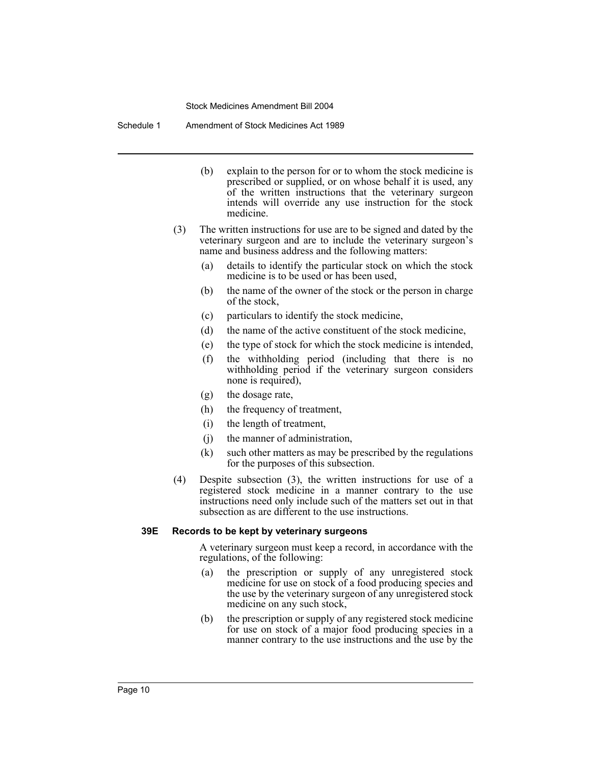(b) explain to the person for or to whom the stock medicine is prescribed or supplied, or on whose behalf it is used, any of the written instructions that the veterinary surgeon intends will override any use instruction for the stock medicine.

(3) The written instructions for use are to be signed and dated by the veterinary surgeon and are to include the veterinary surgeon's name and business address and the following matters:

(a) details to identify the particular stock on which the stock medicine is to be used or has been used,

(b) the name of the owner of the stock or the person in charge of the stock,

(c) particulars to identify the stock medicine,

(d) the name of the active constituent of the stock medicine,

(e) the type of stock for which the stock medicine is intended,

(f) the withholding period (including that there is no withholding period if the veterinary surgeon considers none is required),

(g) the dosage rate,

(h) the frequency of treatment,

(i) the length of treatment,

(j) the manner of administration,

(k) such other matters as may be prescribed by the regulations for the purposes of this subsection.

(4) Despite subsection (3), the written instructions for use of a registered stock medicine in a manner contrary to the use instructions need only include such of the matters set out in that subsection as are different to the use instructions.

**39E Records to be kept by veterinary surgeons**

A veterinary surgeon must keep a record, in accordance with the regulations, of the following:

(a) the prescription or supply of any unregistered stock medicine for use on stock of a food producing species and the use by the veterinary surgeon of any unregistered stock medicine on any such stock,

(b) the prescription or supply of any registered stock medicine for use on stock of a major food producing species in a manner contrary to the use instructions and the use by the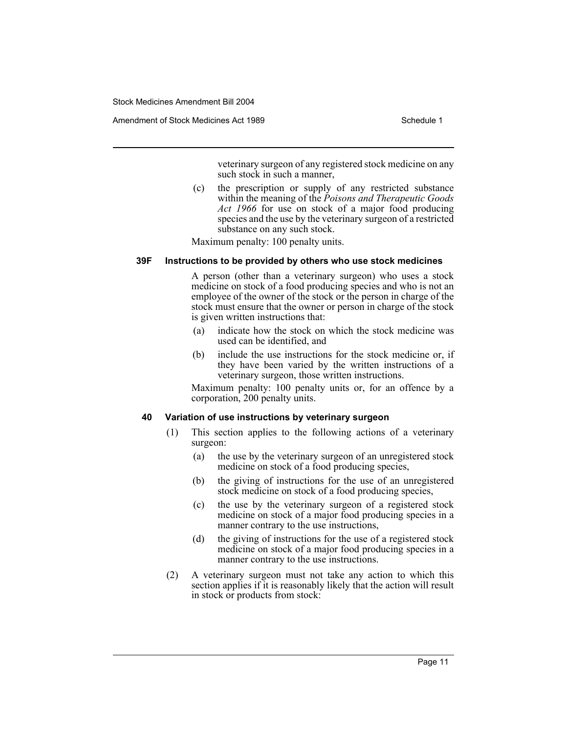veterinary surgeon of any registered stock medicine on any such stock in such a manner,

(c) the prescription or supply of any restricted substance within the meaning of the *Poisons and Therapeutic Goods Act 1966* for use on stock of a major food producing species and the use by the veterinary surgeon of a restricted substance on any such stock.

Maximum penalty: 100 penalty units.

#### 39F Instructions to be provided by others who use stock medicines

A person (other than a veterinary surgeon) who uses a stock medicine on stock of a food producing species and who is not an employee of the owner of the stock or the person in charge of the stock must ensure that the owner or person in charge of the stock is given written instructions that:

(a) indicate how the stock on which the stock medicine was used can be identified, and

(b) include the use instructions for the stock medicine or, if they have been varied by the written instructions of a veterinary surgeon, those written instructions.

Maximum penalty: 100 penalty units or, for an offence by a corporation, 200 penalty units.

#### 40 Variation of use instructions by veterinary surgeon

(1) This section applies to the following actions of a veterinary surgeon:

(a) the use by the veterinary surgeon of an unregistered stock medicine on stock of a food producing species,

(b) the giving of instructions for the use of an unregistered stock medicine on stock of a food producing species,

(c) the use by the veterinary surgeon of a registered stock medicine on stock of a major food producing species in a manner contrary to the use instructions,

(d) the giving of instructions for the use of a registered stock medicine on stock of a major food producing species in a manner contrary to the use instructions.

(2) A veterinary surgeon must not take any action to which this section applies if it is reasonably likely that the action will result in stock or products from stock: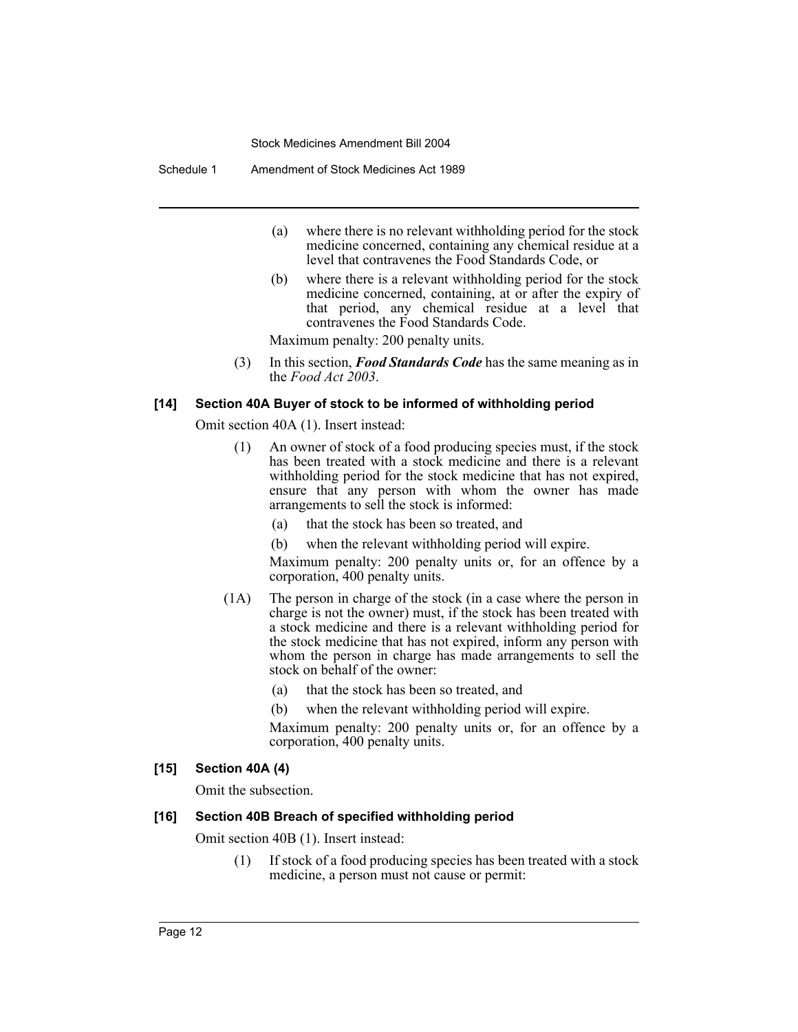(a) where there is no relevant withholding period for the stock medicine concerned, containing any chemical residue at a level that contravenes the Food Standards Code, or

(b) where there is a relevant withholding period for the stock medicine concerned, containing, at or after the expiry of that period, any chemical residue at a level that contravenes the Food Standards Code.

Maximum penalty: 200 penalty units.

(3) In this section, ***Food Standards Code*** has the same meaning as in the *Food Act 2003*.

#### [14] Section 40A Buyer of stock to be informed of withholding period

Omit section 40A (1). Insert instead:

(1) An owner of stock of a food producing species must, if the stock has been treated with a stock medicine and there is a relevant withholding period for the stock medicine that has not expired, ensure that any person with whom the owner has made arrangements to sell the stock is informed:

(a) that the stock has been so treated, and

(b) when the relevant withholding period will expire.

Maximum penalty: 200 penalty units or, for an offence by a corporation, 400 penalty units.

(1A) The person in charge of the stock (in a case where the person in charge is not the owner) must, if the stock has been treated with a stock medicine and there is a relevant withholding period for the stock medicine that has not expired, inform any person with whom the person in charge has made arrangements to sell the stock on behalf of the owner:

(a) that the stock has been so treated, and

(b) when the relevant withholding period will expire.

Maximum penalty: 200 penalty units or, for an offence by a corporation, 400 penalty units.

#### [15] Section 40A (4)

Omit the subsection.

#### [16] Section 40B Breach of specified withholding period

Omit section 40B (1). Insert instead:

(1) If stock of a food producing species has been treated with a stock medicine, a person must not cause or permit: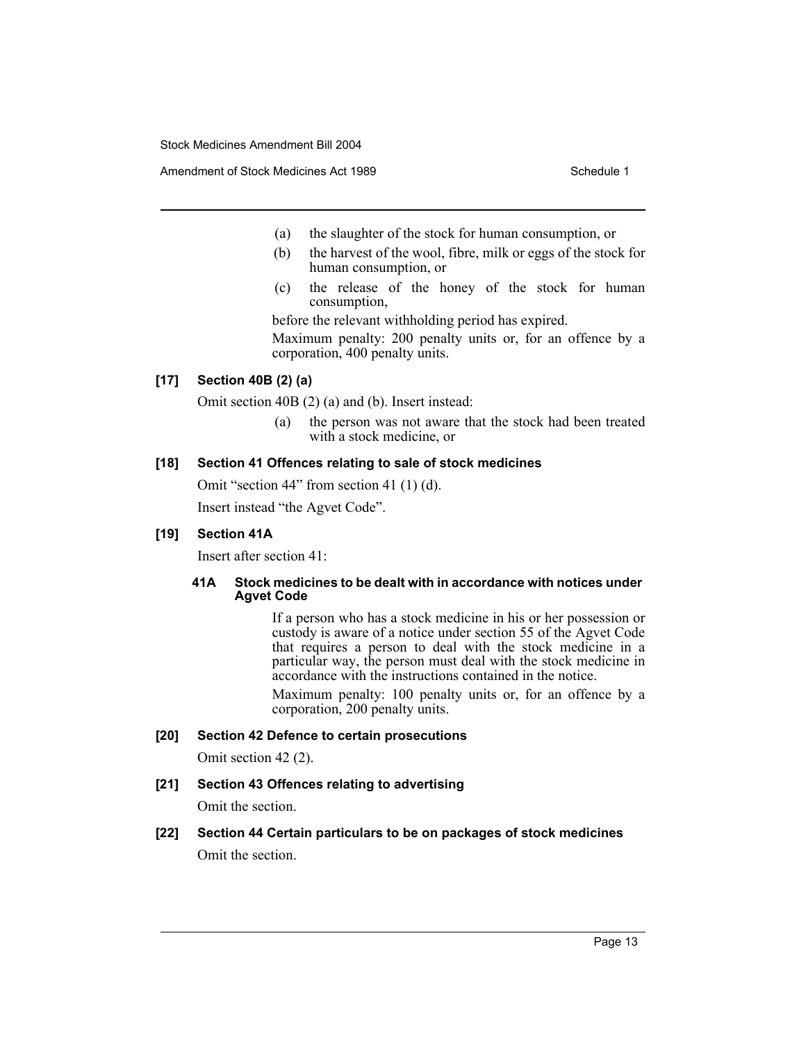(a) the slaughter of the stock for human consumption, or

(b) the harvest of the wool, fibre, milk or eggs of the stock for human consumption, or

(c) the release of the honey of the stock for human consumption,

before the relevant withholding period has expired.

Maximum penalty: 200 penalty units or, for an offence by a corporation, 400 penalty units.

#### [17] Section 40B (2) (a)

Omit section 40B (2) (a) and (b). Insert instead:

(a) the person was not aware that the stock had been treated with a stock medicine, or

#### [18] Section 41 Offences relating to sale of stock medicines

Omit "section 44" from section 41 (1) (d).

Insert instead "the Agvet Code".

#### [19] Section 41A

Insert after section 41:

##### 41A Stock medicines to be dealt with in accordance with notices under Agvet Code

If a person who has a stock medicine in his or her possession or custody is aware of a notice under section 55 of the Agvet Code that requires a person to deal with the stock medicine in a particular way, the person must deal with the stock medicine in accordance with the instructions contained in the notice.

Maximum penalty: 100 penalty units or, for an offence by a corporation, 200 penalty units.

#### [20] Section 42 Defence to certain prosecutions

Omit section 42 (2).

#### [21] Section 43 Offences relating to advertising

Omit the section.

#### [22] Section 44 Certain particulars to be on packages of stock medicines

Omit the section.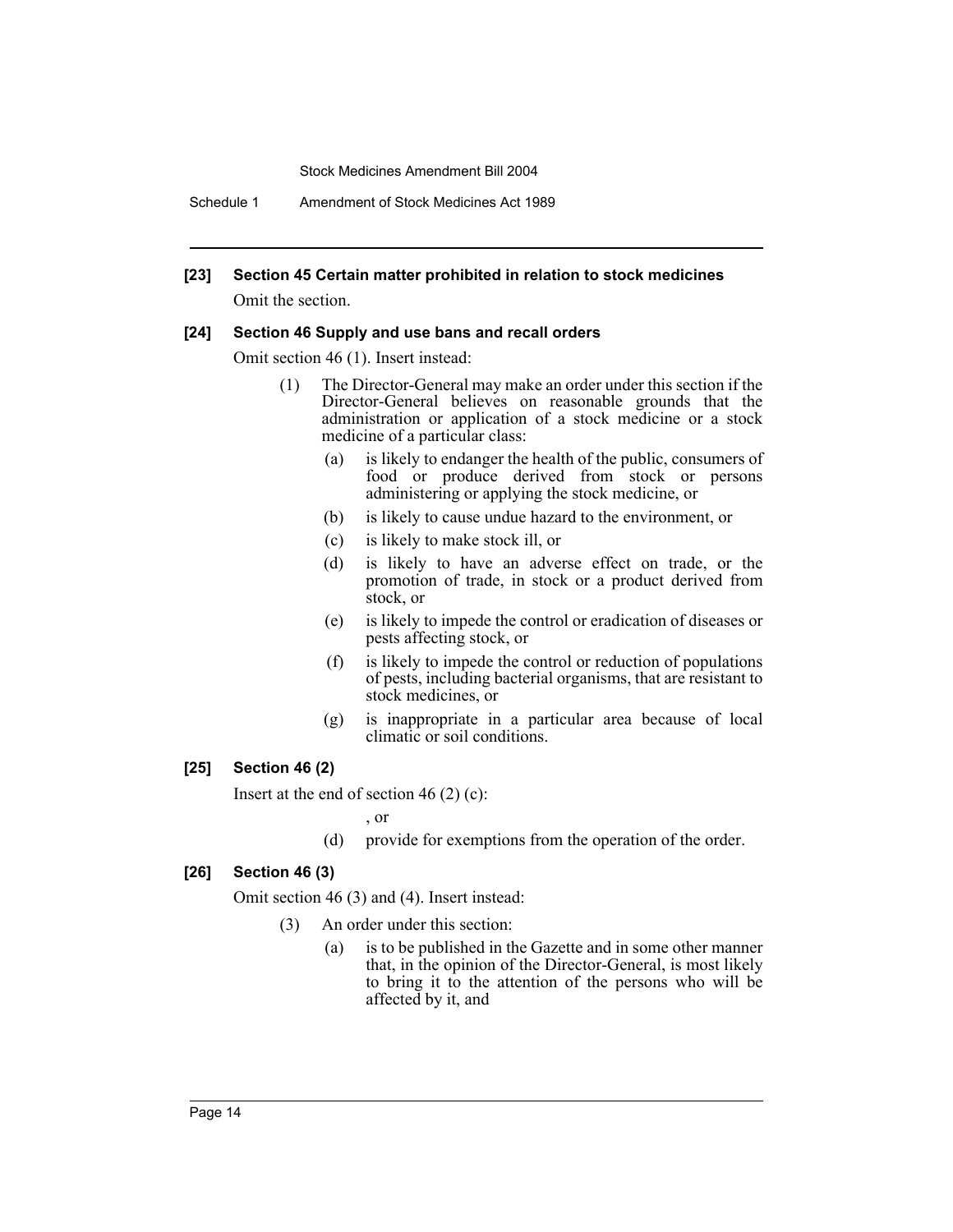**[23] Section 45 Certain matter prohibited in relation to stock medicines**

Omit the section.

**[24] Section 46 Supply and use bans and recall orders**

Omit section 46 (1). Insert instead:

(1) The Director-General may make an order under this section if the Director-General believes on reasonable grounds that the administration or application of a stock medicine or a stock medicine of a particular class:

(a) is likely to endanger the health of the public, consumers of food or produce derived from stock or persons administering or applying the stock medicine, or

(b) is likely to cause undue hazard to the environment, or

(c) is likely to make stock ill, or

(d) is likely to have an adverse effect on trade, or the promotion of trade, in stock or a product derived from stock, or

(e) is likely to impede the control or eradication of diseases or pests affecting stock, or

(f) is likely to impede the control or reduction of populations of pests, including bacterial organisms, that are resistant to stock medicines, or

(g) is inappropriate in a particular area because of local climatic or soil conditions.

**[25] Section 46 (2)**

Insert at the end of section 46 (2) (c):

, or

(d) provide for exemptions from the operation of the order.

**[26] Section 46 (3)**

Omit section 46 (3) and (4). Insert instead:

(3) An order under this section:

(a) is to be published in the Gazette and in some other manner that, in the opinion of the Director-General, is most likely to bring it to the attention of the persons who will be affected by it, and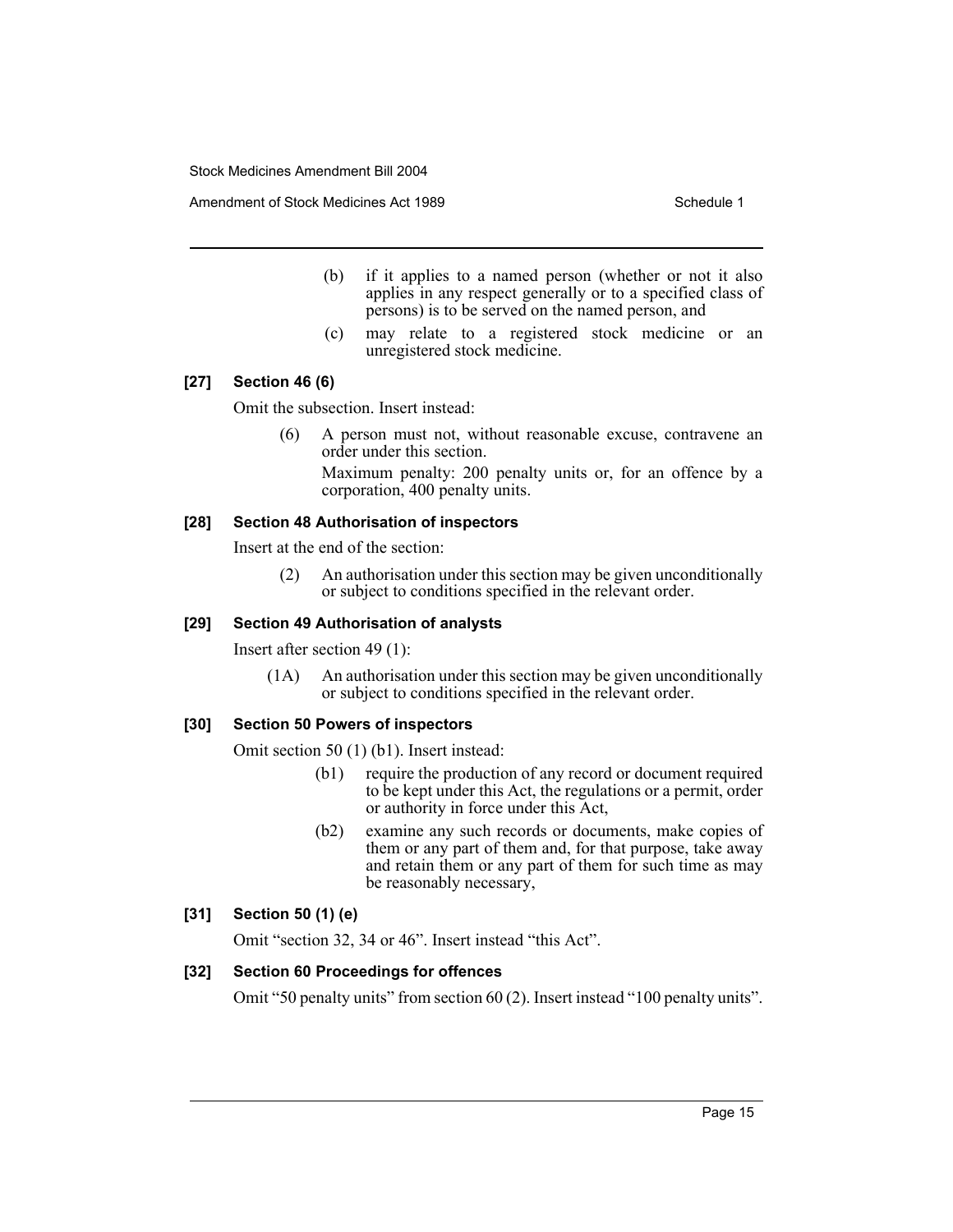(b) if it applies to a named person (whether or not it also applies in any respect generally or to a specified class of persons) is to be served on the named person, and

(c) may relate to a registered stock medicine or an unregistered stock medicine.

### [27] Section 46 (6)

Omit the subsection. Insert instead:

(6) A person must not, without reasonable excuse, contravene an order under this section.

Maximum penalty: 200 penalty units or, for an offence by a corporation, 400 penalty units.

### [28] Section 48 Authorisation of inspectors

Insert at the end of the section:

(2) An authorisation under this section may be given unconditionally or subject to conditions specified in the relevant order.

### [29] Section 49 Authorisation of analysts

Insert after section 49 (1):

(1A) An authorisation under this section may be given unconditionally or subject to conditions specified in the relevant order.

### [30] Section 50 Powers of inspectors

Omit section 50 (1) (b1). Insert instead:

(b1) require the production of any record or document required to be kept under this Act, the regulations or a permit, order or authority in force under this Act,

(b2) examine any such records or documents, make copies of them or any part of them and, for that purpose, take away and retain them or any part of them for such time as may be reasonably necessary,

### [31] Section 50 (1) (e)

Omit "section 32, 34 or 46". Insert instead "this Act".

### [32] Section 60 Proceedings for offences

Omit "50 penalty units" from section 60 (2). Insert instead "100 penalty units".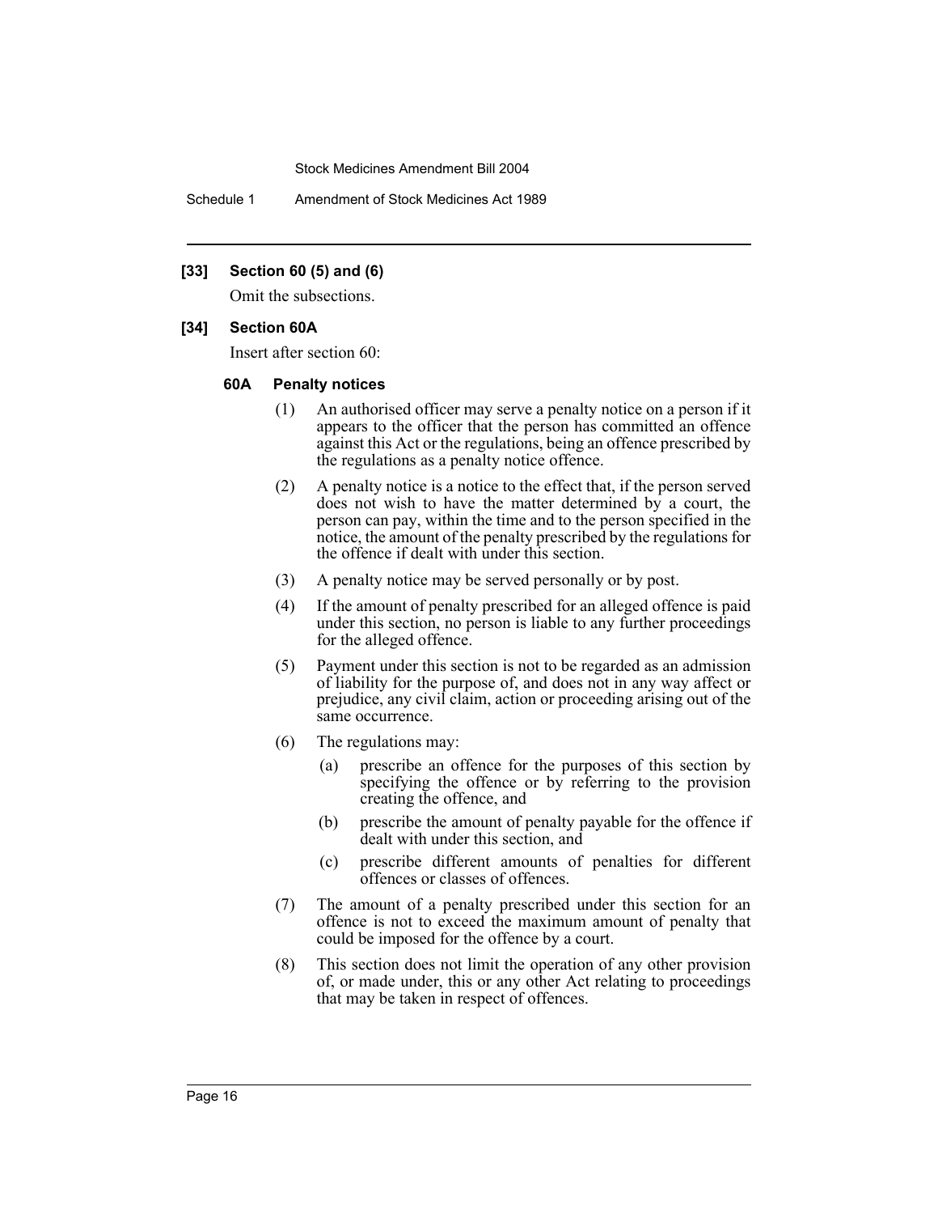**[33] Section 60 (5) and (6)**

Omit the subsections.

**[34] Section 60A**

Insert after section 60:

**60A Penalty notices**

(1) An authorised officer may serve a penalty notice on a person if it appears to the officer that the person has committed an offence against this Act or the regulations, being an offence prescribed by the regulations as a penalty notice offence.

(2) A penalty notice is a notice to the effect that, if the person served does not wish to have the matter determined by a court, the person can pay, within the time and to the person specified in the notice, the amount of the penalty prescribed by the regulations for the offence if dealt with under this section.

(3) A penalty notice may be served personally or by post.

(4) If the amount of penalty prescribed for an alleged offence is paid under this section, no person is liable to any further proceedings for the alleged offence.

(5) Payment under this section is not to be regarded as an admission of liability for the purpose of, and does not in any way affect or prejudice, any civil claim, action or proceeding arising out of the same occurrence.

(6) The regulations may:

(a) prescribe an offence for the purposes of this section by specifying the offence or by referring to the provision creating the offence, and

(b) prescribe the amount of penalty payable for the offence if dealt with under this section, and

(c) prescribe different amounts of penalties for different offences or classes of offences.

(7) The amount of a penalty prescribed under this section for an offence is not to exceed the maximum amount of penalty that could be imposed for the offence by a court.

(8) This section does not limit the operation of any other provision of, or made under, this or any other Act relating to proceedings that may be taken in respect of offences.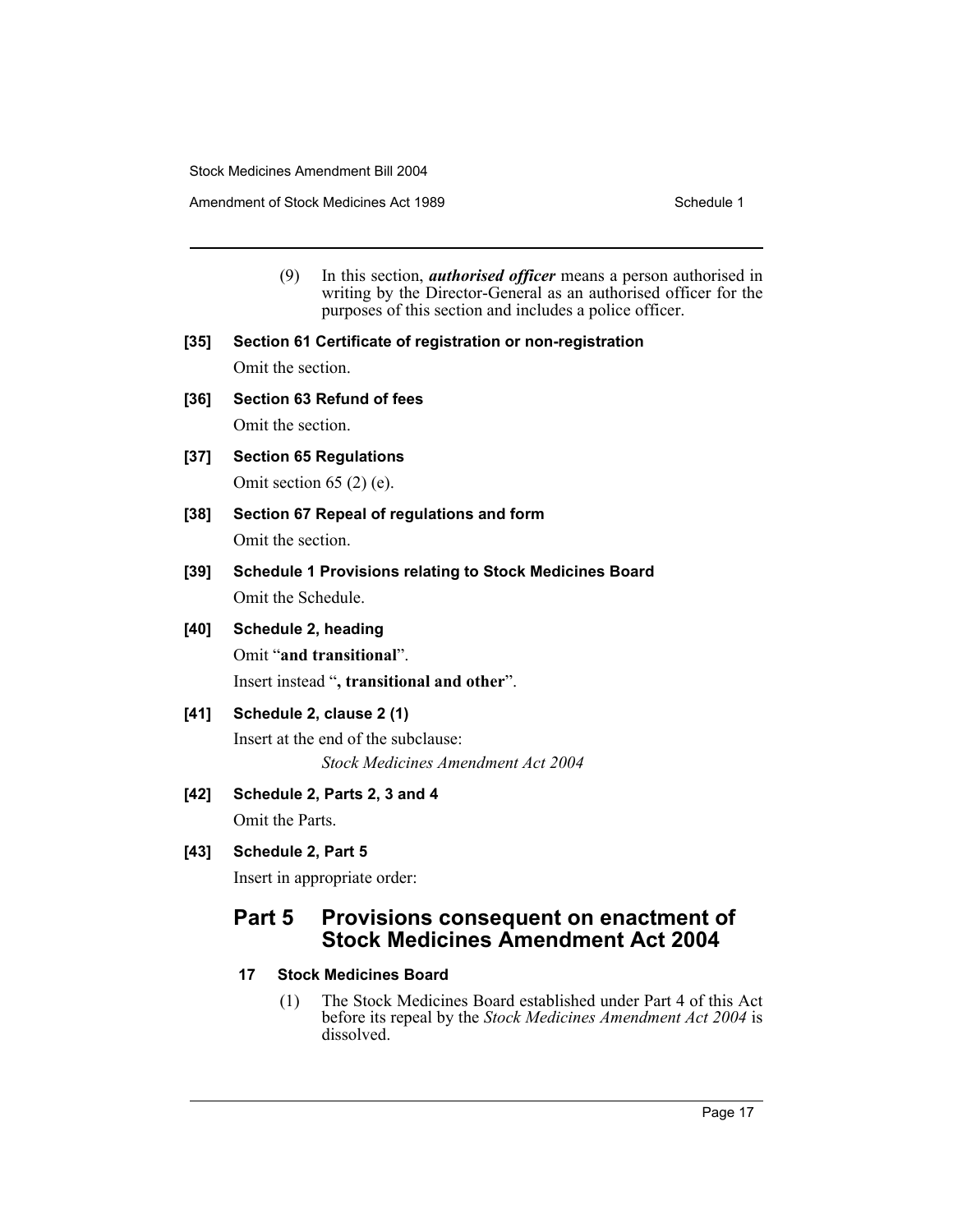(9) In this section, ***authorised officer*** means a person authorised in writing by the Director-General as an authorised officer for the purposes of this section and includes a police officer.

**[35] Section 61 Certificate of registration or non-registration**

Omit the section.

**[36] Section 63 Refund of fees**

Omit the section.

**[37] Section 65 Regulations**

Omit section 65 (2) (e).

**[38] Section 67 Repeal of regulations and form**

Omit the section.

**[39] Schedule 1 Provisions relating to Stock Medicines Board**

Omit the Schedule.

**[40] Schedule 2, heading**

Omit "**and transitional**".

Insert instead "**, transitional and other**".

**[41] Schedule 2, clause 2 (1)**

Insert at the end of the subclause:

*Stock Medicines Amendment Act 2004*

**[42] Schedule 2, Parts 2, 3 and 4**

Omit the Parts.

**[43] Schedule 2, Part 5**

Insert in appropriate order:

## Part 5 Provisions consequent on enactment of Stock Medicines Amendment Act 2004

### 17 Stock Medicines Board

(1) The Stock Medicines Board established under Part 4 of this Act before its repeal by the *Stock Medicines Amendment Act 2004* is dissolved.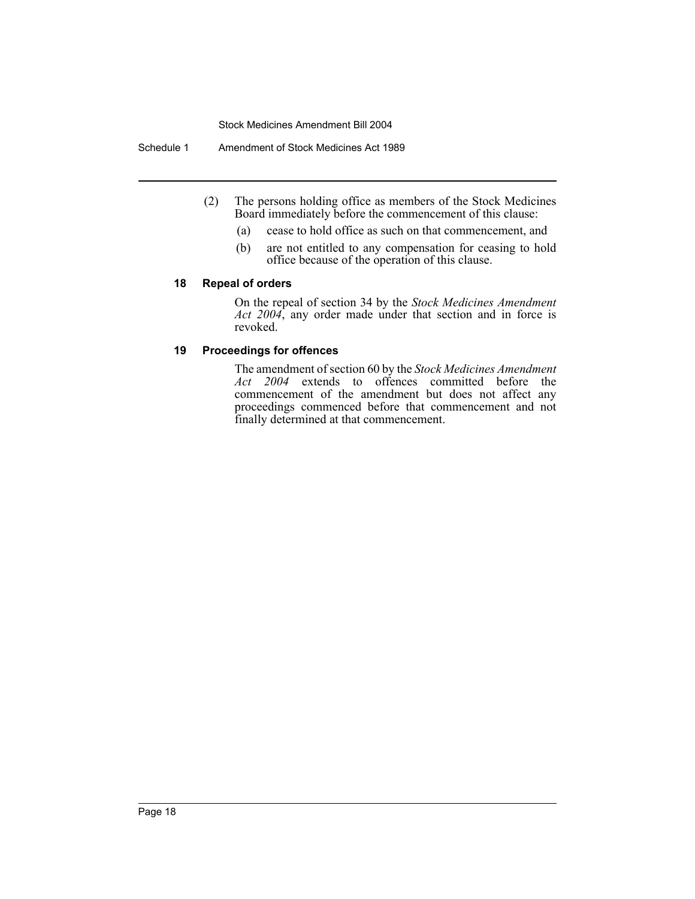(2) The persons holding office as members of the Stock Medicines Board immediately before the commencement of this clause:

   (a) cease to hold office as such on that commencement, and

   (b) are not entitled to any compensation for ceasing to hold office because of the operation of this clause.

### 18 Repeal of orders

On the repeal of section 34 by the *Stock Medicines Amendment Act 2004*, any order made under that section and in force is revoked.

### 19 Proceedings for offences

The amendment of section 60 by the *Stock Medicines Amendment Act 2004* extends to offences committed before the commencement of the amendment but does not affect any proceedings commenced before that commencement and not finally determined at that commencement.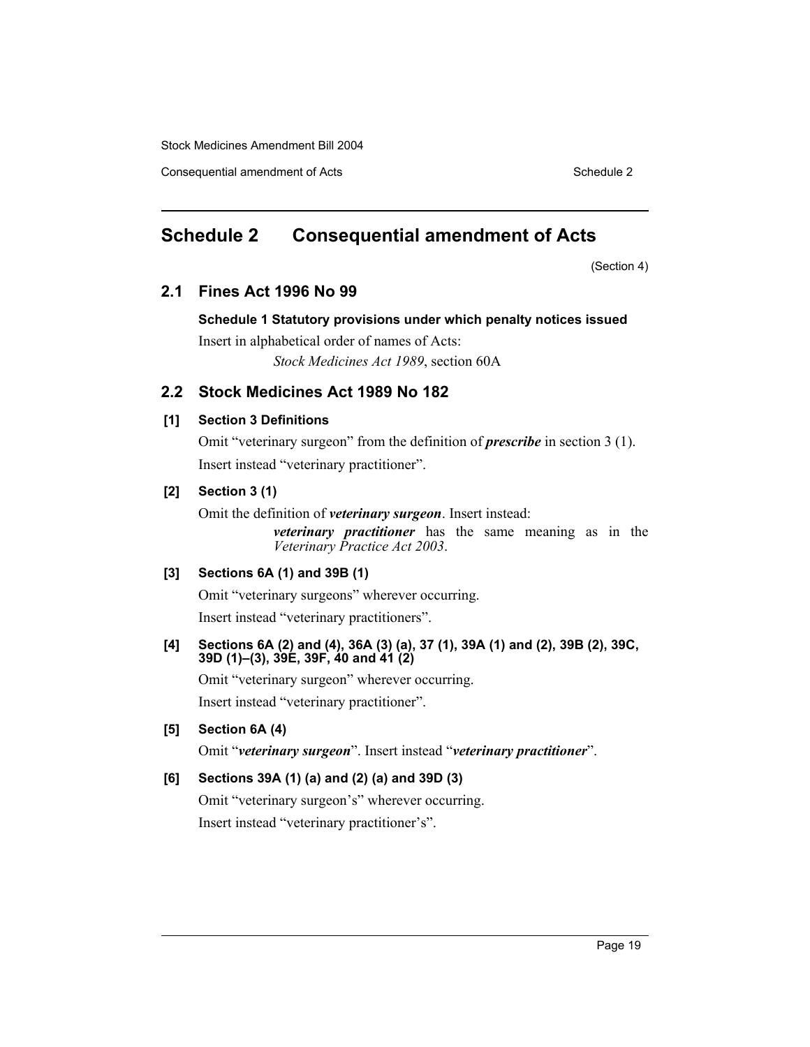# Schedule 2 Consequential amendment of Acts

(Section 4)

## 2.1 Fines Act 1996 No 99

**Schedule 1 Statutory provisions under which penalty notices issued**

Insert in alphabetical order of names of Acts:

*Stock Medicines Act 1989*, section 60A

## 2.2 Stock Medicines Act 1989 No 182

**[1] Section 3 Definitions**

Omit "veterinary surgeon" from the definition of ***prescribe*** in section 3 (1).

Insert instead "veterinary practitioner".

**[2] Section 3 (1)**

Omit the definition of ***veterinary surgeon***. Insert instead:

> ***veterinary practitioner*** has the same meaning as in the *Veterinary Practice Act 2003*.

**[3] Sections 6A (1) and 39B (1)**

Omit "veterinary surgeons" wherever occurring.

Insert instead "veterinary practitioners".

**[4] Sections 6A (2) and (4), 36A (3) (a), 37 (1), 39A (1) and (2), 39B (2), 39C, 39D (1)–(3), 39E, 39F, 40 and 41 (2)**

Omit "veterinary surgeon" wherever occurring.

Insert instead "veterinary practitioner".

**[5] Section 6A (4)**

Omit "***veterinary surgeon***". Insert instead "***veterinary practitioner***".

**[6] Sections 39A (1) (a) and (2) (a) and 39D (3)**

Omit "veterinary surgeon's" wherever occurring.

Insert instead "veterinary practitioner's".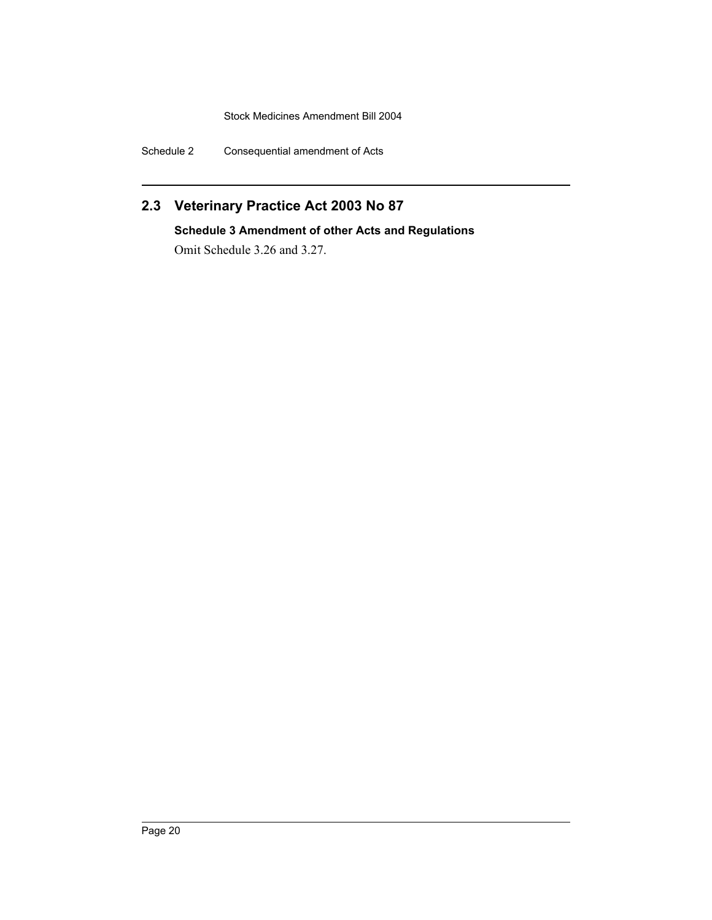## 2.3 Veterinary Practice Act 2003 No 87

**Schedule 3 Amendment of other Acts and Regulations**

Omit Schedule 3.26 and 3.27.